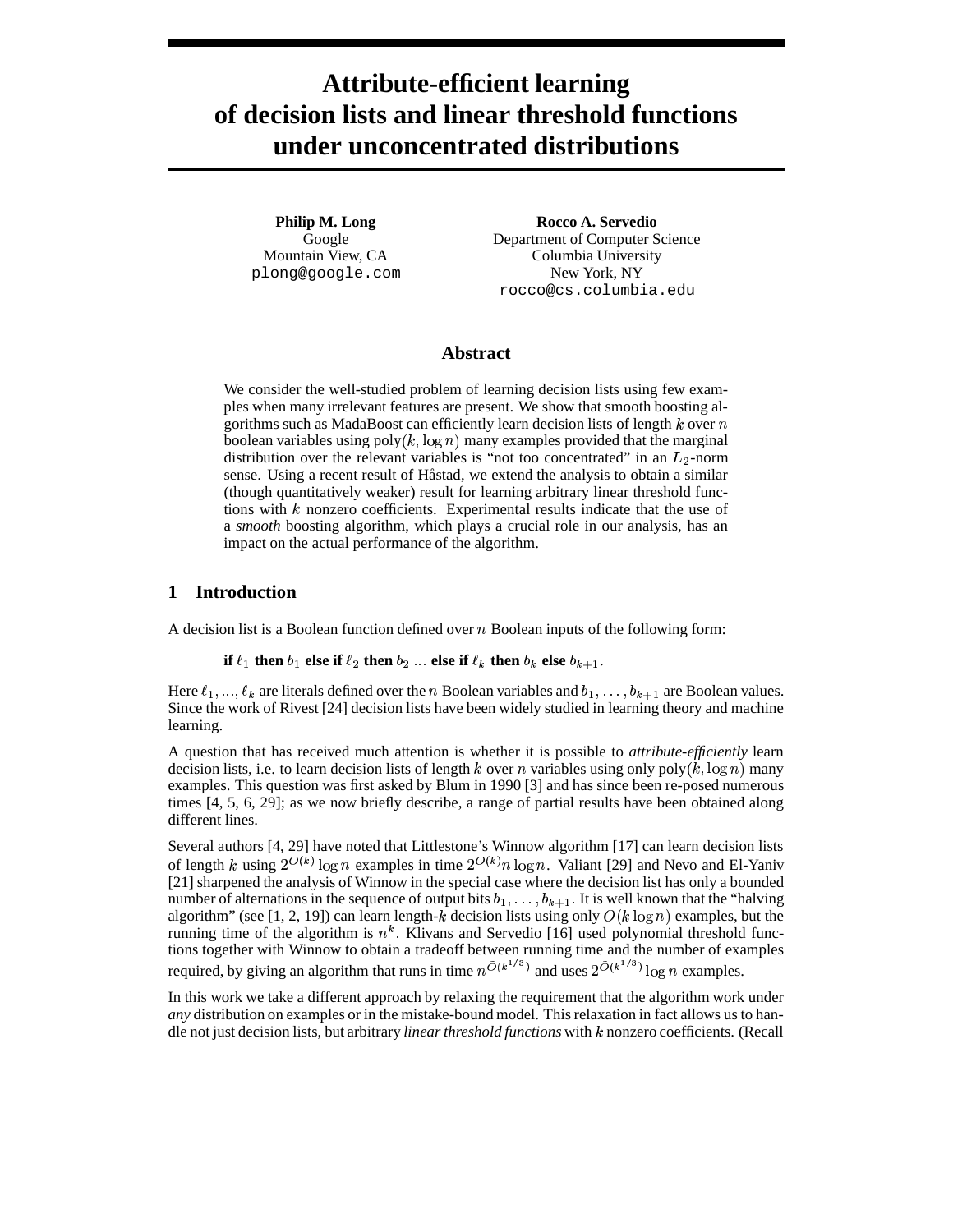# Attribute-efficient learning of decision lists and linear threshold functions under unconcentrated distributions

**Philip M. Long**
Google
Mountain View, CA
plong@google.com

**Rocco A. Servedio**
Department of Computer Science
Columbia University
New York, NY
rocco@cs.columbia.edu

## Abstract

We consider the well-studied problem of learning decision lists using few examples when many irrelevant features are present. We show that smooth boosting algorithms such as MadaBoost can efficiently learn decision lists of length $k$ over $n$ boolean variables using $\text{poly}(k, \log n)$ many examples provided that the marginal distribution over the relevant variables is "not too concentrated" in an $L_2$-norm sense. Using a recent result of Håstad, we extend the analysis to obtain a similar (though quantitatively weaker) result for learning arbitrary linear threshold functions with $k$ nonzero coefficients. Experimental results indicate that the use of a *smooth* boosting algorithm, which plays a crucial role in our analysis, has an impact on the actual performance of the algorithm.

## 1 Introduction

A decision list is a Boolean function defined over $n$ Boolean inputs of the following form:

**if** $\ell_1$ **then** $b_1$ **else if** $\ell_2$ **then** $b_2$ ... **else if** $\ell_k$ **then** $b_k$ **else** $b_{k+1}$.

Here $\ell_1, ..., \ell_k$ are literals defined over the $n$ Boolean variables and $b_1, \ldots, b_{k+1}$ are Boolean values. Since the work of Rivest [24] decision lists have been widely studied in learning theory and machine learning.

A question that has received much attention is whether it is possible to *attribute-efficiently* learn decision lists, i.e. to learn decision lists of length $k$ over $n$ variables using only $\text{poly}(k, \log n)$ many examples. This question was first asked by Blum in 1990 [3] and has since been re-posed numerous times [4, 5, 6, 29]; as we now briefly describe, a range of partial results have been obtained along different lines.

Several authors [4, 29] have noted that Littlestone's Winnow algorithm [17] can learn decision lists of length $k$ using $2^{O(k)} \log n$ examples in time $2^{O(k)} n \log n$. Valiant [29] and Nevo and El-Yaniv [21] sharpened the analysis of Winnow in the special case where the decision list has only a bounded number of alternations in the sequence of output bits $b_1, \ldots, b_{k+1}$. It is well known that the "halving algorithm" (see [1, 2, 19]) can learn length-$k$ decision lists using only $O(k \log n)$ examples, but the running time of the algorithm is $n^k$. Klivans and Servedio [16] used polynomial threshold functions together with Winnow to obtain a tradeoff between running time and the number of examples required, by giving an algorithm that runs in time $n^{\tilde{O}(k^{1/3})}$ and uses $2^{\tilde{O}(k^{1/3})} \log n$ examples.

In this work we take a different approach by relaxing the requirement that the algorithm work under *any* distribution on examples or in the mistake-bound model. This relaxation in fact allows us to handle not just decision lists, but arbitrary *linear threshold functions* with $k$ nonzero coefficients. (Recall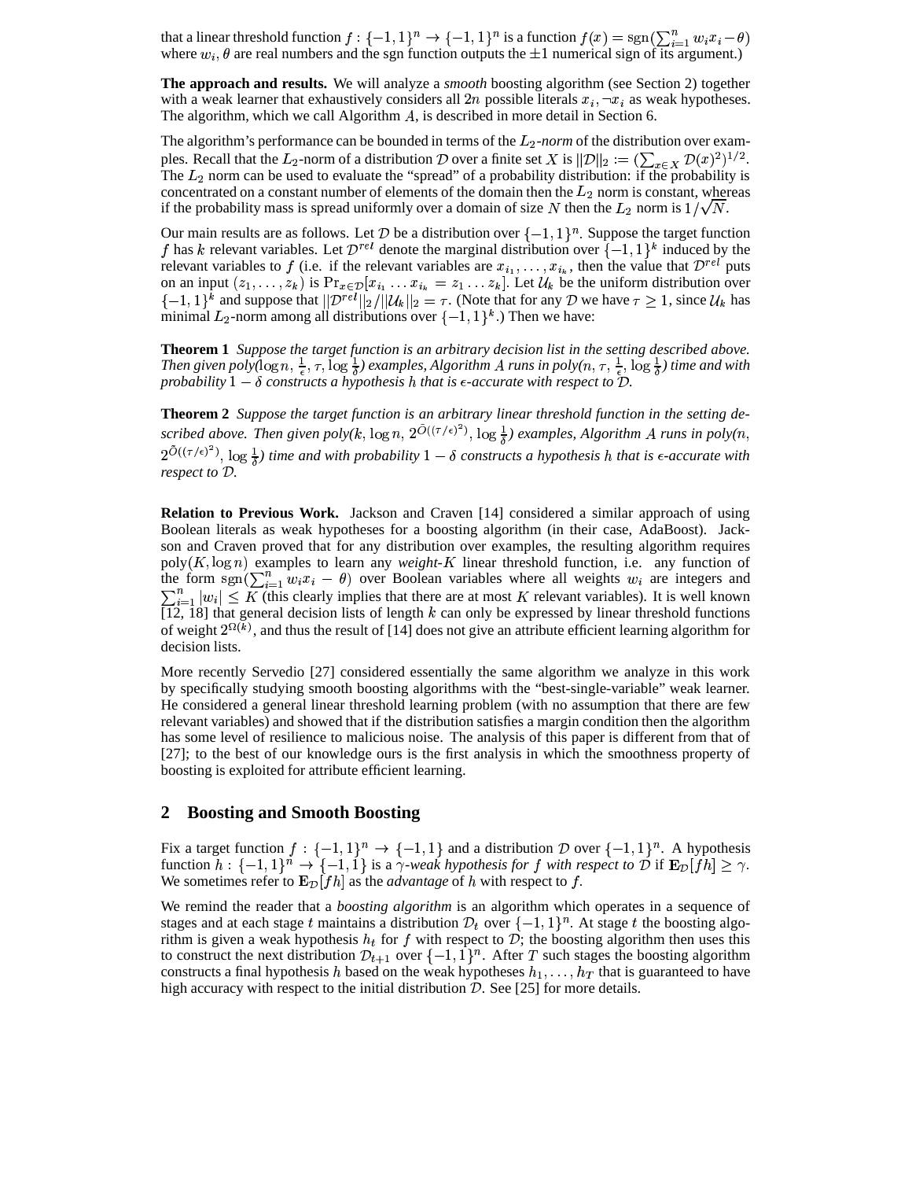that a linear threshold function $f : \{-1,1\}^n \to \{-1,1\}^n$ is a function $f(x) = \text{sgn}(\sum_{i=1}^n w_i x_i - \theta)$ where $w_i, \theta$ are real numbers and the sgn function outputs the $\pm 1$ numerical sign of its argument.)

**The approach and results.** We will analyze a *smooth* boosting algorithm (see Section 2) together with a weak learner that exhaustively considers all $2n$ possible literals $x_i, \neg x_i$ as weak hypotheses. The algorithm, which we call Algorithm $A$, is described in more detail in Section 6.

The algorithm's performance can be bounded in terms of the $L_2$-*norm* of the distribution over examples. Recall that the $L_2$-norm of a distribution $\mathcal{D}$ over a finite set $X$ is $||\mathcal{D}||_2 := (\sum_{x \in X} \mathcal{D}(x)^2)^{1/2}$. The $L_2$ norm can be used to evaluate the "spread" of a probability distribution: if the probability is concentrated on a constant number of elements of the domain then the $L_2$ norm is constant, whereas if the probability mass is spread uniformly over a domain of size $N$ then the $L_2$ norm is $1/\sqrt{N}$.

Our main results are as follows. Let $\mathcal{D}$ be a distribution over $\{-1,1\}^n$. Suppose the target function $f$ has $k$ relevant variables. Let $\mathcal{D}^{rel}$ denote the marginal distribution over $\{-1,1\}^k$ induced by the relevant variables to $f$ (i.e. if the relevant variables are $x_{i_1}, \dots, x_{i_k}$, then the value that $\mathcal{D}^{rel}$ puts on an input $(z_1, \dots, z_k)$ is $\Pr_{x \in \mathcal{D}}[x_{i_1} \dots x_{i_k} = z_1 \dots z_k]$. Let $\mathcal{U}_k$ be the uniform distribution over $\{-1,1\}^k$ and suppose that $||\mathcal{D}^{rel}||_2/||\mathcal{U}_k||_2 = \tau$. (Note that for any $\mathcal{D}$ we have $\tau \geq 1$, since $\mathcal{U}_k$ has minimal $L_2$-norm among all distributions over $\{-1,1\}^k$.) Then we have:

**Theorem 1** *Suppose the target function is an arbitrary decision list in the setting described above. Then given poly($\log n$, $\frac{1}{\epsilon}$, $\tau$, $\log \frac{1}{\delta}$) examples, Algorithm $A$ runs in poly($n$, $\tau$, $\frac{1}{\epsilon}$, $\log \frac{1}{\delta}$) time and with probability $1-\delta$ constructs a hypothesis $h$ that is $\epsilon$-accurate with respect to $\mathcal{D}$.*

**Theorem 2** *Suppose the target function is an arbitrary linear threshold function in the setting described above. Then given poly($k$, $\log n$, $2^{\tilde{O}((\tau/\epsilon)^2)}$, $\log \frac{1}{\delta}$) examples, Algorithm $A$ runs in poly($n$, $2^{\tilde{O}((\tau/\epsilon)^2)}$, $\log \frac{1}{\delta}$) time and with probability $1-\delta$ constructs a hypothesis $h$ that is $\epsilon$-accurate with respect to $\mathcal{D}$.*

**Relation to Previous Work.** Jackson and Craven [14] considered a similar approach of using Boolean literals as weak hypotheses for a boosting algorithm (in their case, AdaBoost). Jackson and Craven proved that for any distribution over examples, the resulting algorithm requires poly($K, \log n$) examples to learn any *weight*-$K$ linear threshold function, i.e. any function of the form $\text{sgn}(\sum_{i=1}^n w_i x_i - \theta)$ over Boolean variables where all weights $w_i$ are integers and $\sum_{i=1}^n |w_i| \leq K$ (this clearly implies that there are at most $K$ relevant variables). It is well known [12, 18] that general decision lists of length $k$ can only be expressed by linear threshold functions of weight $2^{\Omega(k)}$, and thus the result of [14] does not give an attribute efficient learning algorithm for decision lists.

More recently Servedio [27] considered essentially the same algorithm we analyze in this work by specifically studying smooth boosting algorithms with the "best-single-variable" weak learner. He considered a general linear threshold learning problem (with no assumption that there are few relevant variables) and showed that if the distribution satisfies a margin condition then the algorithm has some level of resilience to malicious noise. The analysis of this paper is different from that of [27]; to the best of our knowledge ours is the first analysis in which the smoothness property of boosting is exploited for attribute efficient learning.

## 2 Boosting and Smooth Boosting

Fix a target function $f : \{-1,1\}^n \to \{-1,1\}$ and a distribution $\mathcal{D}$ over $\{-1,1\}^n$. A hypothesis function $h : \{-1,1\}^n \to \{-1,1\}$ is a $\gamma$-*weak hypothesis for* $f$ *with respect to* $\mathcal{D}$ if $\mathbf{E}_{\mathcal{D}}[fh] \geq \gamma$. We sometimes refer to $\mathbf{E}_{\mathcal{D}}[fh]$ as the *advantage* of $h$ with respect to $f$.

We remind the reader that a *boosting algorithm* is an algorithm which operates in a sequence of stages and at each stage $t$ maintains a distribution $\mathcal{D}_t$ over $\{-1,1\}^n$. At stage $t$ the boosting algorithm is given a weak hypothesis $h_t$ for $f$ with respect to $\mathcal{D}$; the boosting algorithm then uses this to construct the next distribution $\mathcal{D}_{t+1}$ over $\{-1,1\}^n$. After $T$ such stages the boosting algorithm constructs a final hypothesis $h$ based on the weak hypotheses $h_1, \dots, h_T$ that is guaranteed to have high accuracy with respect to the initial distribution $\mathcal{D}$. See [25] for more details.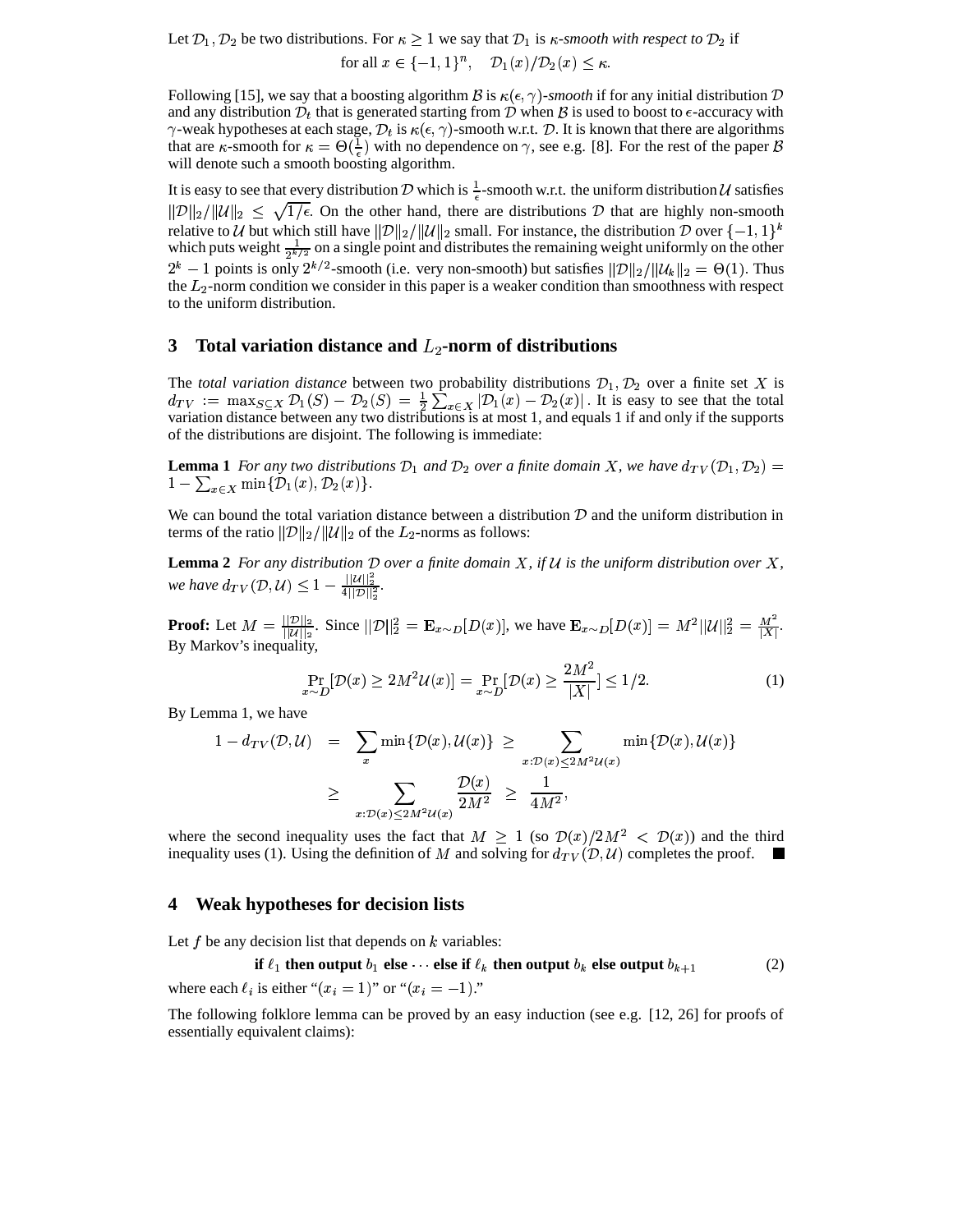Let $\mathcal{D}_1, \mathcal{D}_2$ be two distributions. For $\kappa \geq 1$ we say that $\mathcal{D}_1$ is *$\kappa$-smooth with respect to $\mathcal{D}_2$* if

$$\text{for all } x \in \{-1,1\}^n, \quad \mathcal{D}_1(x)/\mathcal{D}_2(x) \leq \kappa.$$

Following [15], we say that a boosting algorithm $\mathcal{B}$ is *$\kappa(\epsilon, \gamma)$-smooth* if for any initial distribution $\mathcal{D}$ and any distribution $\mathcal{D}_t$ that is generated starting from $\mathcal{D}$ when $\mathcal{B}$ is used to boost to $\epsilon$-accuracy with $\gamma$-weak hypotheses at each stage, $\mathcal{D}_t$ is $\kappa(\epsilon, \gamma)$-smooth w.r.t. $\mathcal{D}$. It is known that there are algorithms that are $\kappa$-smooth for $\kappa = \Theta(\frac{1}{\epsilon})$ with no dependence on $\gamma$, see e.g. [8]. For the rest of the paper $\mathcal{B}$ will denote such a smooth boosting algorithm.

It is easy to see that every distribution $\mathcal{D}$ which is $\frac{1}{\epsilon}$-smooth w.r.t. the uniform distribution $\mathcal{U}$ satisfies $\|\mathcal{D}\|_2/\|\mathcal{U}\|_2 \leq \sqrt{1/\epsilon}$. On the other hand, there are distributions $\mathcal{D}$ that are highly non-smooth relative to $\mathcal{U}$ but which still have $\|\mathcal{D}\|_2/\|\mathcal{U}\|_2$ small. For instance, the distribution $\mathcal{D}$ over $\{-1,1\}^k$ which puts weight $\frac{1}{2^{k/2}}$ on a single point and distributes the remaining weight uniformly on the other $2^k - 1$ points is only $2^{k/2}$-smooth (i.e. very non-smooth) but satisfies $\|\mathcal{D}\|_2/\|\mathcal{U}_k\|_2 = \Theta(1)$. Thus the $L_2$-norm condition we consider in this paper is a weaker condition than smoothness with respect to the uniform distribution.

## 3 Total variation distance and $L_2$-norm of distributions

The *total variation distance* between two probability distributions $\mathcal{D}_1, \mathcal{D}_2$ over a finite set $X$ is $d_{TV} := \max_{S \subseteq X} \mathcal{D}_1(S) - \mathcal{D}_2(S) = \frac{1}{2}\sum_{x \in X} |\mathcal{D}_1(x) - \mathcal{D}_2(x)|$. It is easy to see that the total variation distance between any two distributions is at most 1, and equals 1 if and only if the supports of the distributions are disjoint. The following is immediate:

**Lemma 1** *For any two distributions $\mathcal{D}_1$ and $\mathcal{D}_2$ over a finite domain $X$, we have $d_{TV}(\mathcal{D}_1, \mathcal{D}_2) = 1 - \sum_{x \in X} \min\{\mathcal{D}_1(x), \mathcal{D}_2(x)\}$.*

We can bound the total variation distance between a distribution $\mathcal{D}$ and the uniform distribution in terms of the ratio $\|\mathcal{D}\|_2/\|\mathcal{U}\|_2$ of the $L_2$-norms as follows:

**Lemma 2** *For any distribution $\mathcal{D}$ over a finite domain $X$, if $\mathcal{U}$ is the uniform distribution over $X$, we have $d_{TV}(\mathcal{D}, \mathcal{U}) \leq 1 - \frac{\|\mathcal{U}\|_2^2}{4\|\mathcal{D}\|_2^2}$.*

**Proof:** Let $M = \frac{\|\mathcal{D}\|_2}{\|\mathcal{U}\|_2}$. Since $\|\mathcal{D}\|_2^2 = \mathbf{E}_{x \sim D}[D(x)]$, we have $\mathbf{E}_{x \sim D}[D(x)] = M^2\|\mathcal{U}\|_2^2 = \frac{M^2}{|X|}$. By Markov's inequality,

$$\Pr_{x \sim D}[\mathcal{D}(x) \geq 2M^2\mathcal{U}(x)] = \Pr_{x \sim D}[\mathcal{D}(x) \geq \frac{2M^2}{|X|}] \leq 1/2. \tag{1}$$

By Lemma 1, we have

$$\begin{aligned} 1 - d_{TV}(\mathcal{D}, \mathcal{U}) &= \sum_x \min\{\mathcal{D}(x), \mathcal{U}(x)\} \geq \sum_{x: \mathcal{D}(x) \leq 2M^2\mathcal{U}(x)} \min\{\mathcal{D}(x), \mathcal{U}(x)\} \\ &\geq \sum_{x: \mathcal{D}(x) \leq 2M^2\mathcal{U}(x)} \frac{\mathcal{D}(x)}{2M^2} \geq \frac{1}{4M^2}, \end{aligned}$$

where the second inequality uses the fact that $M \geq 1$ (so $\mathcal{D}(x)/2M^2 < \mathcal{D}(x)$) and the third inequality uses (1). Using the definition of $M$ and solving for $d_{TV}(\mathcal{D}, \mathcal{U})$ completes the proof. ■

## 4 Weak hypotheses for decision lists

Let $f$ be any decision list that depends on $k$ variables:

$$\textbf{if } \ell_1 \textbf{ then output } b_1 \textbf{ else } \cdots \textbf{ else if } \ell_k \textbf{ then output } b_k \textbf{ else output } b_{k+1} \tag{2}$$

where each $\ell_i$ is either "$(x_i = 1)$" or "$(x_i = -1)$."

The following folklore lemma can be proved by an easy induction (see e.g. [12, 26] for proofs of essentially equivalent claims):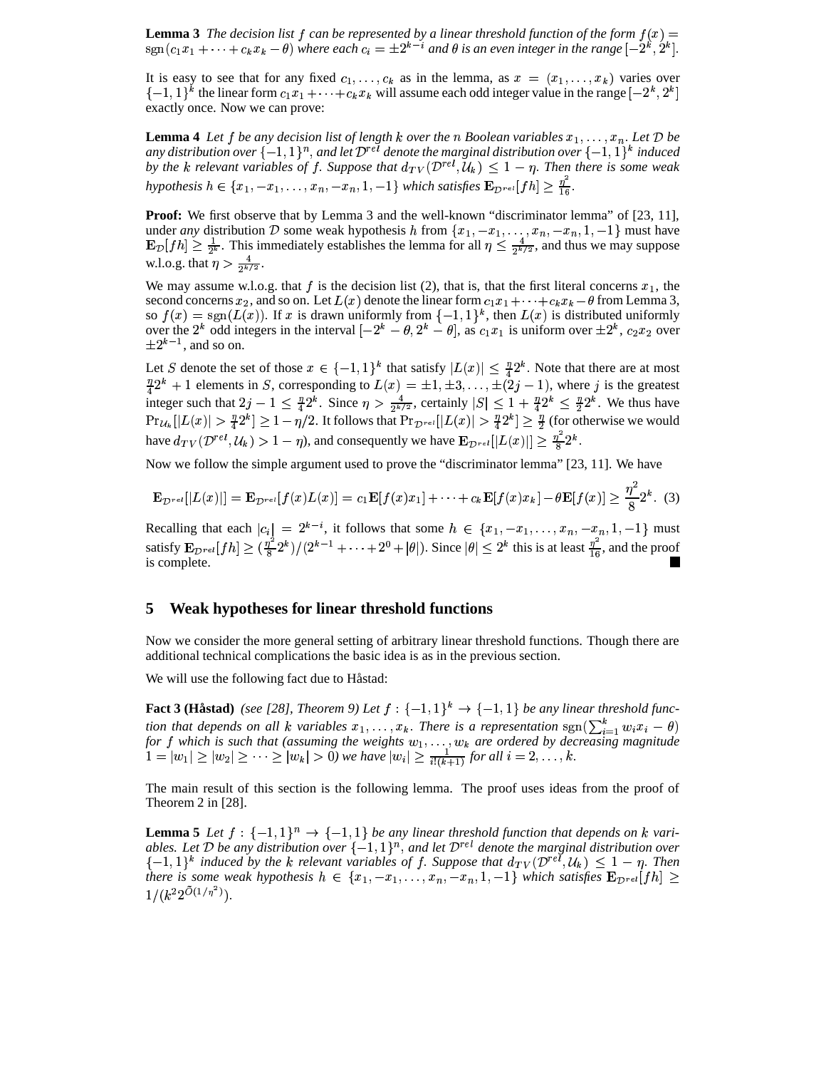**Lemma 3** *The decision list $f$ can be represented by a linear threshold function of the form $f(x) = \mathrm{sgn}(c_1 x_1 + \cdots + c_k x_k - \theta)$ where each $c_i = \pm 2^{k-i}$ and $\theta$ is an even integer in the range $[-2^k, 2^k]$.*

It is easy to see that for any fixed $c_1, \ldots, c_k$ as in the lemma, as $x = (x_1, \ldots, x_k)$ varies over $\{-1,1\}^k$ the linear form $c_1 x_1 + \cdots + c_k x_k$ will assume each odd integer value in the range $[-2^k, 2^k]$ exactly once. Now we can prove:

**Lemma 4** *Let $f$ be any decision list of length $k$ over the $n$ Boolean variables $x_1, \ldots, x_n$. Let $\mathcal{D}$ be any distribution over $\{-1,1\}^n$, and let $\mathcal{D}^{rel}$ denote the marginal distribution over $\{-1,1\}^k$ induced by the $k$ relevant variables of $f$. Suppose that $d_{TV}(\mathcal{D}^{rel}, \mathcal{U}_k) \leq 1 - \eta$. Then there is some weak hypothesis $h \in \{x_1, -x_1, \ldots, x_n, -x_n, 1, -1\}$ which satisfies $\mathbf{E}_{\mathcal{D}^{rel}}[fh] \geq \frac{\eta^2}{16}$.*

**Proof:** We first observe that by Lemma 3 and the well-known "discriminator lemma" of [23, 11], under *any* distribution $\mathcal{D}$ some weak hypothesis $h$ from $\{x_1, -x_1, \ldots, x_n, -x_n, 1, -1\}$ must have $\mathbf{E}_{\mathcal{D}}[fh] \geq \frac{1}{2^k}$. This immediately establishes the lemma for all $\eta \leq \frac{4}{2^{k/2}}$, and thus we may suppose w.l.o.g. that $\eta > \frac{4}{2^{k/2}}$.

We may assume w.l.o.g. that $f$ is the decision list (2), that is, that the first literal concerns $x_1$, the second concerns $x_2$, and so on. Let $L(x)$ denote the linear form $c_1 x_1 + \cdots + c_k x_k - \theta$ from Lemma 3, so $f(x) = \mathrm{sgn}(L(x))$. If $x$ is drawn uniformly from $\{-1,1\}^k$, then $L(x)$ is distributed uniformly over the $2^k$ odd integers in the interval $[-2^k - \theta, 2^k - \theta]$, as $c_1 x_1$ is uniform over $\pm 2^k$, $c_2 x_2$ over $\pm 2^{k-1}$, and so on.

Let $S$ denote the set of those $x \in \{-1,1\}^k$ that satisfy $|L(x)| \leq \frac{\eta}{4} 2^k$. Note that there are at most $\frac{\eta}{4} 2^k + 1$ elements in $S$, corresponding to $L(x) = \pm 1, \pm 3, \ldots, \pm(2j-1)$, where $j$ is the greatest integer such that $2j - 1 \leq \frac{\eta}{4} 2^k$. Since $\eta > \frac{4}{2^{k/2}}$, certainly $|S| \leq 1 + \frac{\eta}{4} 2^k \leq \frac{\eta}{2} 2^k$. We thus have $\Pr_{\mathcal{U}_k}[|L(x)| > \frac{\eta}{4} 2^k] \geq 1 - \eta/2$. It follows that $\Pr_{\mathcal{D}^{rel}}[|L(x)| > \frac{\eta}{4} 2^k] \geq \frac{\eta}{2}$ (for otherwise we would have $d_{TV}(\mathcal{D}^{rel}, \mathcal{U}_k) > 1 - \eta$), and consequently we have $\mathbf{E}_{\mathcal{D}^{rel}}[|L(x)|] \geq \frac{\eta^2}{8} 2^k$.

Now we follow the simple argument used to prove the "discriminator lemma" [23, 11]. We have

$$\mathbf{E}_{\mathcal{D}^{rel}}[|L(x)|] = \mathbf{E}_{\mathcal{D}^{rel}}[f(x)L(x)] = c_1 \mathbf{E}[f(x)x_1] + \cdots + c_k \mathbf{E}[f(x)x_k] - \theta \mathbf{E}[f(x)] \geq \frac{\eta^2}{8} 2^k. \quad (3)$$

Recalling that each $|c_i| = 2^{k-i}$, it follows that some $h \in \{x_1, -x_1, \ldots, x_n, -x_n, 1, -1\}$ must satisfy $\mathbf{E}_{\mathcal{D}^{rel}}[fh] \geq (\frac{\eta^2}{8} 2^k)/(2^{k-1} + \cdots + 2^0 + |\theta|)$. Since $|\theta| \leq 2^k$ this is at least $\frac{\eta^2}{16}$, and the proof is complete. ■

## 5 Weak hypotheses for linear threshold functions

Now we consider the more general setting of arbitrary linear threshold functions. Though there are additional technical complications the basic idea is as in the previous section.

We will use the following fact due to Håstad:

**Fact 3 (Håstad)** *(see [28], Theorem 9) Let $f : \{-1,1\}^k \to \{-1,1\}$ be any linear threshold function that depends on all $k$ variables $x_1, \ldots, x_k$. There is a representation $\mathrm{sgn}(\sum_{i=1}^k w_i x_i - \theta)$ for $f$ which is such that (assuming the weights $w_1, \ldots, w_k$ are ordered by decreasing magnitude $1 = |w_1| \geq |w_2| \geq \cdots \geq |w_k| > 0$) we have $|w_i| \geq \frac{1}{i!(k+1)}$ for all $i = 2, \ldots, k$.*

The main result of this section is the following lemma. The proof uses ideas from the proof of Theorem 2 in [28].

**Lemma 5** *Let $f : \{-1,1\}^n \to \{-1,1\}$ be any linear threshold function that depends on $k$ variables. Let $\mathcal{D}$ be any distribution over $\{-1,1\}^n$, and let $\mathcal{D}^{rel}$ denote the marginal distribution over $\{-1,1\}^k$ induced by the $k$ relevant variables of $f$. Suppose that $d_{TV}(\mathcal{D}^{rel}, \mathcal{U}_k) \leq 1 - \eta$. Then there is some weak hypothesis $h \in \{x_1, -x_1, \ldots, x_n, -x_n, 1, -1\}$ which satisfies $\mathbf{E}_{\mathcal{D}^{rel}}[fh] \geq 1/(k^2 2^{\tilde{O}(1/\eta^2)})$.*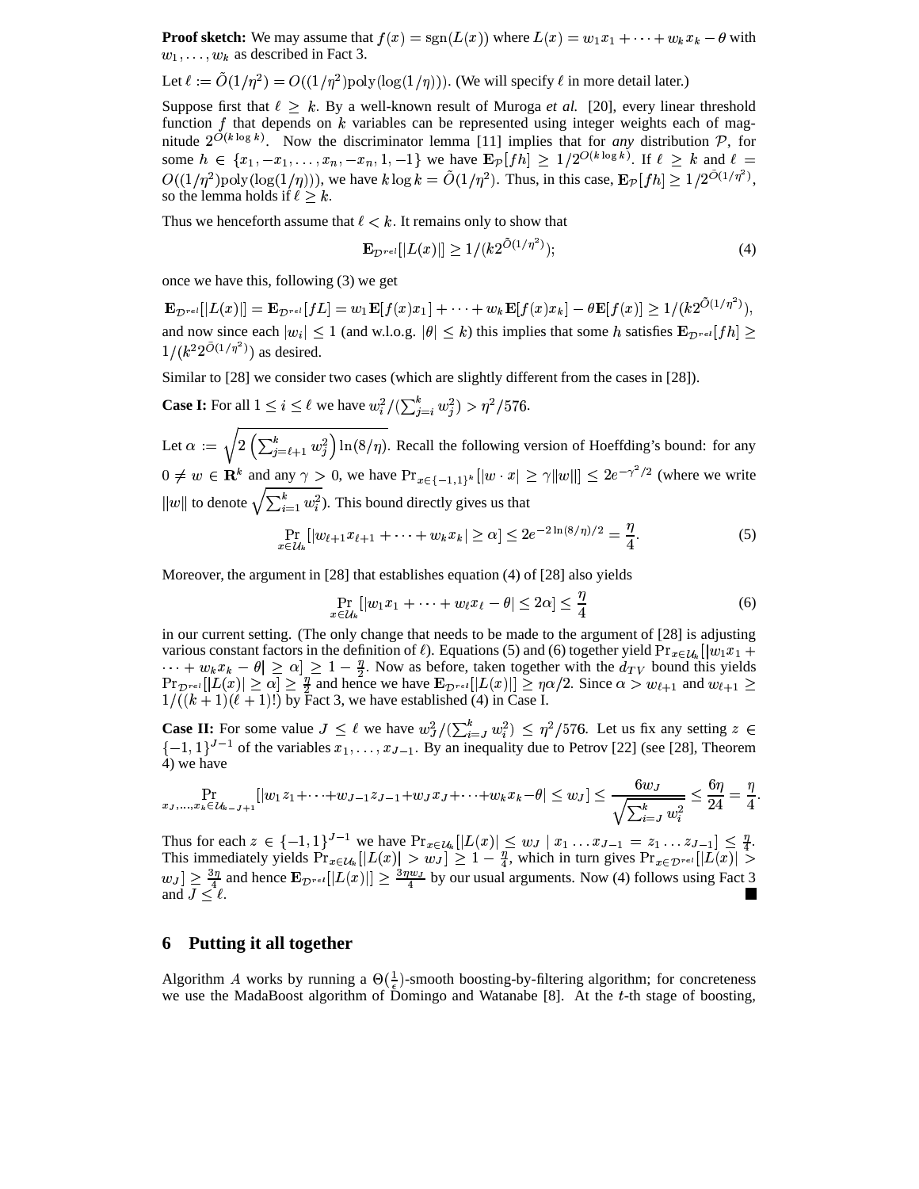**Proof sketch:** We may assume that $f(x) = \mathrm{sgn}(L(x))$ where $L(x) = w_1 x_1 + \cdots + w_k x_k - \theta$ with $w_1, \ldots, w_k$ as described in Fact 3.

Let $\ell := \tilde{O}(1/\eta^2) = O((1/\eta^2)\mathrm{poly}(\log(1/\eta)))$. (We will specify $\ell$ in more detail later.)

Suppose first that $\ell \geq k$. By a well-known result of Muroga *et al.* [20], every linear threshold function $f$ that depends on $k$ variables can be represented using integer weights each of magnitude $2^{O(k \log k)}$. Now the discriminator lemma [11] implies that for *any* distribution $\mathcal{P}$, for some $h \in \{x_1, -x_1, \ldots, x_n, -x_n, 1, -1\}$ we have $\mathbf{E}_{\mathcal{P}}[fh] \geq 1/2^{O(k \log k)}$. If $\ell \geq k$ and $\ell = O((1/\eta^2)\mathrm{poly}(\log(1/\eta)))$, we have $k \log k = \tilde{O}(1/\eta^2)$. Thus, in this case, $\mathbf{E}_{\mathcal{P}}[fh] \geq 1/2^{\tilde{O}(1/\eta^2)}$, so the lemma holds if $\ell \geq k$.

Thus we henceforth assume that $\ell < k$. It remains only to show that

$$\mathbf{E}_{\mathcal{D}^{rel}}[|L(x)|] \geq 1/(k 2^{\tilde{O}(1/\eta^2)}); \tag{4}$$

once we have this, following (3) we get

$$\mathbf{E}_{\mathcal{D}^{rel}}[|L(x)|] = \mathbf{E}_{\mathcal{D}^{rel}}[fL] = w_1 \mathbf{E}[f(x)x_1] + \cdots + w_k \mathbf{E}[f(x)x_k] - \theta \mathbf{E}[f(x)] \geq 1/(k 2^{\tilde{O}(1/\eta^2)}),$$

and now since each $|w_i| \leq 1$ (and w.l.o.g. $|\theta| \leq k$) this implies that some $h$ satisfies $\mathbf{E}_{\mathcal{D}^{rel}}[fh] \geq 1/(k^2 2^{\tilde{O}(1/\eta^2)})$ as desired.

Similar to [28] we consider two cases (which are slightly different from the cases in [28]).

**Case I:** For all $1 \leq i \leq \ell$ we have $w_i^2 / (\sum_{j=i}^k w_j^2) > \eta^2/576$.

Let $\alpha := \sqrt{2\left(\sum_{j=\ell+1}^k w_j^2\right)\ln(8/\eta)}$. Recall the following version of Hoeffding's bound: for any $0 \neq w \in \mathbf{R}^k$ and any $\gamma > 0$, we have $\Pr_{x \in \{-1,1\}^k}[|w \cdot x| \geq \gamma \|w\|] \leq 2e^{-\gamma^2/2}$ (where we write $\|w\|$ to denote $\sqrt{\sum_{i=1}^k w_i^2}$). This bound directly gives us that

$$\Pr_{x \in \mathcal{U}_k}[|w_{\ell+1}x_{\ell+1} + \cdots + w_k x_k| \geq \alpha] \leq 2e^{-2\ln(8/\eta)/2} = \frac{\eta}{4}. \tag{5}$$

Moreover, the argument in [28] that establishes equation (4) of [28] also yields

$$\Pr_{x \in \mathcal{U}_k}[|w_1 x_1 + \cdots + w_\ell x_\ell - \theta| \leq 2\alpha] \leq \frac{\eta}{4} \tag{6}$$

in our current setting. (The only change that needs to be made to the argument of [28] is adjusting various constant factors in the definition of $\ell$). Equations (5) and (6) together yield $\Pr_{x \in \mathcal{U}_k}[|w_1 x_1 + \cdots + w_k x_k - \theta| \geq \alpha] \geq 1 - \frac{\eta}{2}$. Now as before, taken together with the $d_{TV}$ bound this yields $\Pr_{\mathcal{D}^{rel}}[|L(x)| \geq \alpha] \geq \frac{\eta}{2}$ and hence we have $\mathbf{E}_{\mathcal{D}^{rel}}[|L(x)|] \geq \eta\alpha/2$. Since $\alpha > w_{\ell+1}$ and $w_{\ell+1} \geq 1/((k+1)(\ell+1)!)$ by Fact 3, we have established (4) in Case I.

**Case II:** For some value $J \leq \ell$ we have $w_J^2 / (\sum_{i=J}^k w_i^2) \leq \eta^2/576$. Let us fix any setting $z \in \{-1,1\}^{J-1}$ of the variables $x_1, \ldots, x_{J-1}$. By an inequality due to Petrov [22] (see [28], Theorem 4) we have

$$\Pr_{x_J, \ldots, x_k \in \mathcal{U}_{k-J+1}}[|w_1 z_1 + \cdots + w_{J-1} z_{J-1} + w_J x_J + \cdots + w_k x_k - \theta| \leq w_J] \leq \frac{6 w_J}{\sqrt{\sum_{i=J}^k w_i^2}} \leq \frac{6\eta}{24} = \frac{\eta}{4}.$$

Thus for each $z \in \{-1,1\}^{J-1}$ we have $\Pr_{x \in \mathcal{U}_k}[|L(x)| \leq w_J \mid x_1 \ldots x_{J-1} = z_1 \ldots z_{J-1}] \leq \frac{\eta}{4}$. This immediately yields $\Pr_{x \in \mathcal{U}_k}[|L(x)| > w_J] \geq 1 - \frac{\eta}{4}$, which in turn gives $\Pr_{x \in \mathcal{D}^{rel}}[|L(x)| > w_J] \geq \frac{3\eta}{4}$ and hence $\mathbf{E}_{\mathcal{D}^{rel}}[|L(x)|] \geq \frac{3\eta w_J}{4}$ by our usual arguments. Now (4) follows using Fact 3 and $J \leq \ell$. ■

## 6 Putting it all together

Algorithm $A$ works by running a $\Theta(\frac{1}{\epsilon})$-smooth boosting-by-filtering algorithm; for concreteness we use the MadaBoost algorithm of Domingo and Watanabe [8]. At the $t$-th stage of boosting,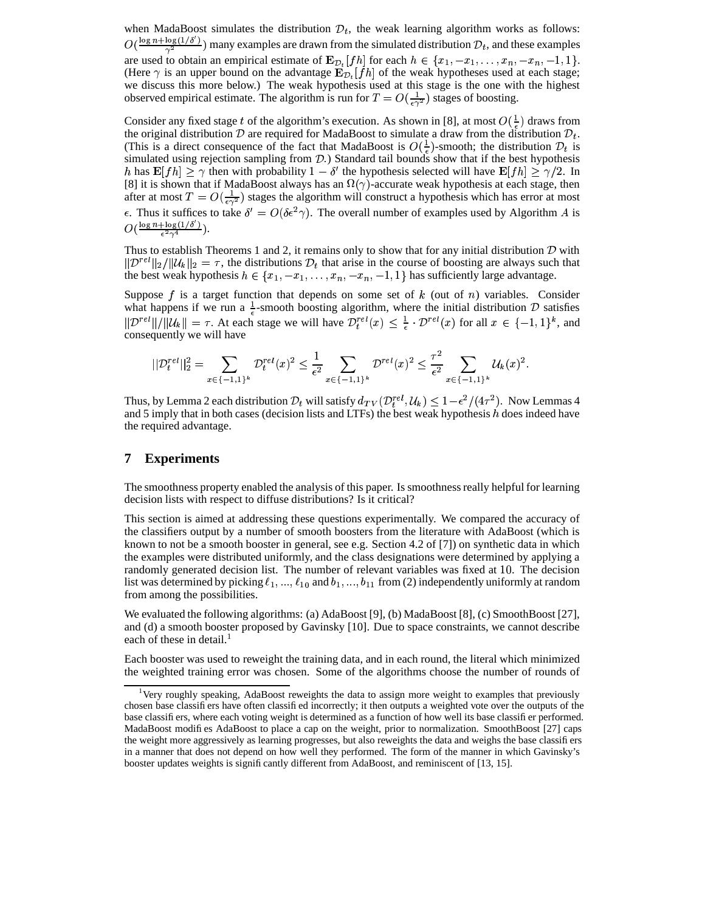when MadaBoost simulates the distribution $\mathcal{D}_t$, the weak learning algorithm works as follows: $O(\frac{\log n + \log(1/\delta')}{\gamma^2})$ many examples are drawn from the simulated distribution $\mathcal{D}_t$, and these examples are used to obtain an empirical estimate of $\mathbf{E}_{\mathcal{D}_t}[fh]$ for each $h \in \{x_1, -x_1, \ldots, x_n, -x_n, -1, 1\}$. (Here $\gamma$ is an upper bound on the advantage $\mathbf{E}_{\mathcal{D}_t}[fh]$ of the weak hypotheses used at each stage; we discuss this more below.) The weak hypothesis used at this stage is the one with the highest observed empirical estimate. The algorithm is run for $T = O(\frac{1}{\epsilon \gamma^2})$ stages of boosting.

Consider any fixed stage $t$ of the algorithm's execution. As shown in [8], at most $O(\frac{1}{\epsilon})$ draws from the original distribution $\mathcal{D}$ are required for MadaBoost to simulate a draw from the distribution $\mathcal{D}_t$. (This is a direct consequence of the fact that MadaBoost is $O(\frac{1}{\epsilon})$-smooth; the distribution $\mathcal{D}_t$ is simulated using rejection sampling from $\mathcal{D}$.) Standard tail bounds show that if the best hypothesis $h$ has $\mathbf{E}[fh] \geq \gamma$ then with probability $1 - \delta'$ the hypothesis selected will have $\mathbf{E}[fh] \geq \gamma/2$. In [8] it is shown that if MadaBoost always has an $\Omega(\gamma)$-accurate weak hypothesis at each stage, then after at most $T = O(\frac{1}{\epsilon \gamma^2})$ stages the algorithm will construct a hypothesis which has error at most $\epsilon$. Thus it suffices to take $\delta' = O(\delta \epsilon^2 \gamma)$. The overall number of examples used by Algorithm $A$ is $O(\frac{\log n + \log(1/\delta')}{\epsilon^2 \gamma^4})$.

Thus to establish Theorems 1 and 2, it remains only to show that for any initial distribution $\mathcal{D}$ with $\|\mathcal{D}^{rel}\|_2 / \|\mathcal{U}_k\|_2 = \tau$, the distributions $\mathcal{D}_t$ that arise in the course of boosting are always such that the best weak hypothesis $h \in \{x_1, -x_1, \ldots, x_n, -x_n, -1, 1\}$ has sufficiently large advantage.

Suppose $f$ is a target function that depends on some set of $k$ (out of $n$) variables. Consider what happens if we run a $\frac{1}{\epsilon}$-smooth boosting algorithm, where the initial distribution $\mathcal{D}$ satisfies $\|\mathcal{D}^{rel}\| / \|\mathcal{U}_k\| = \tau$. At each stage we will have $\mathcal{D}_t^{rel}(x) \leq \frac{1}{\epsilon} \cdot \mathcal{D}^{rel}(x)$ for all $x \in \{-1, 1\}^k$, and consequently we will have

$$||\mathcal{D}_t^{rel}||_2^2 = \sum_{x \in \{-1,1\}^k} \mathcal{D}_t^{rel}(x)^2 \leq \frac{1}{\epsilon^2} \sum_{x \in \{-1,1\}^k} \mathcal{D}^{rel}(x)^2 \leq \frac{\tau^2}{\epsilon^2} \sum_{x \in \{-1,1\}^k} \mathcal{U}_k(x)^2.$$

Thus, by Lemma 2 each distribution $\mathcal{D}_t$ will satisfy $d_{TV}(\mathcal{D}_t^{rel}, \mathcal{U}_k) \leq 1 - \epsilon^2/(4\tau^2)$. Now Lemmas 4 and 5 imply that in both cases (decision lists and LTFs) the best weak hypothesis $h$ does indeed have the required advantage.

## 7 Experiments

The smoothness property enabled the analysis of this paper. Is smoothness really helpful for learning decision lists with respect to diffuse distributions? Is it critical?

This section is aimed at addressing these questions experimentally. We compared the accuracy of the classifiers output by a number of smooth boosters from the literature with AdaBoost (which is known to not be a smooth booster in general, see e.g. Section 4.2 of [7]) on synthetic data in which the examples were distributed uniformly, and the class designations were determined by applying a randomly generated decision list. The number of relevant variables was fixed at 10. The decision list was determined by picking $\ell_1, \ldots, \ell_{10}$ and $b_1, \ldots, b_{11}$ from (2) independently uniformly at random from among the possibilities.

We evaluated the following algorithms: (a) AdaBoost [9], (b) MadaBoost [8], (c) SmoothBoost [27], and (d) a smooth booster proposed by Gavinsky [10]. Due to space constraints, we cannot describe each of these in detail.[1]

Each booster was used to reweight the training data, and in each round, the literal which minimized the weighted training error was chosen. Some of the algorithms choose the number of rounds of

[1] Very roughly speaking, AdaBoost reweights the data to assign more weight to examples that previously chosen base classifiers have often classified incorrectly; it then outputs a weighted vote over the outputs of the base classifiers, where each voting weight is determined as a function of how well its base classifier performed. MadaBoost modifies AdaBoost to place a cap on the weight, prior to normalization. SmoothBoost [27] caps the weight more aggressively as learning progresses, but also reweights the data and weighs the base classifiers in a manner that does not depend on how well they performed. The form of the manner in which Gavinsky's booster updates weights is significantly different from AdaBoost, and reminiscent of [13, 15].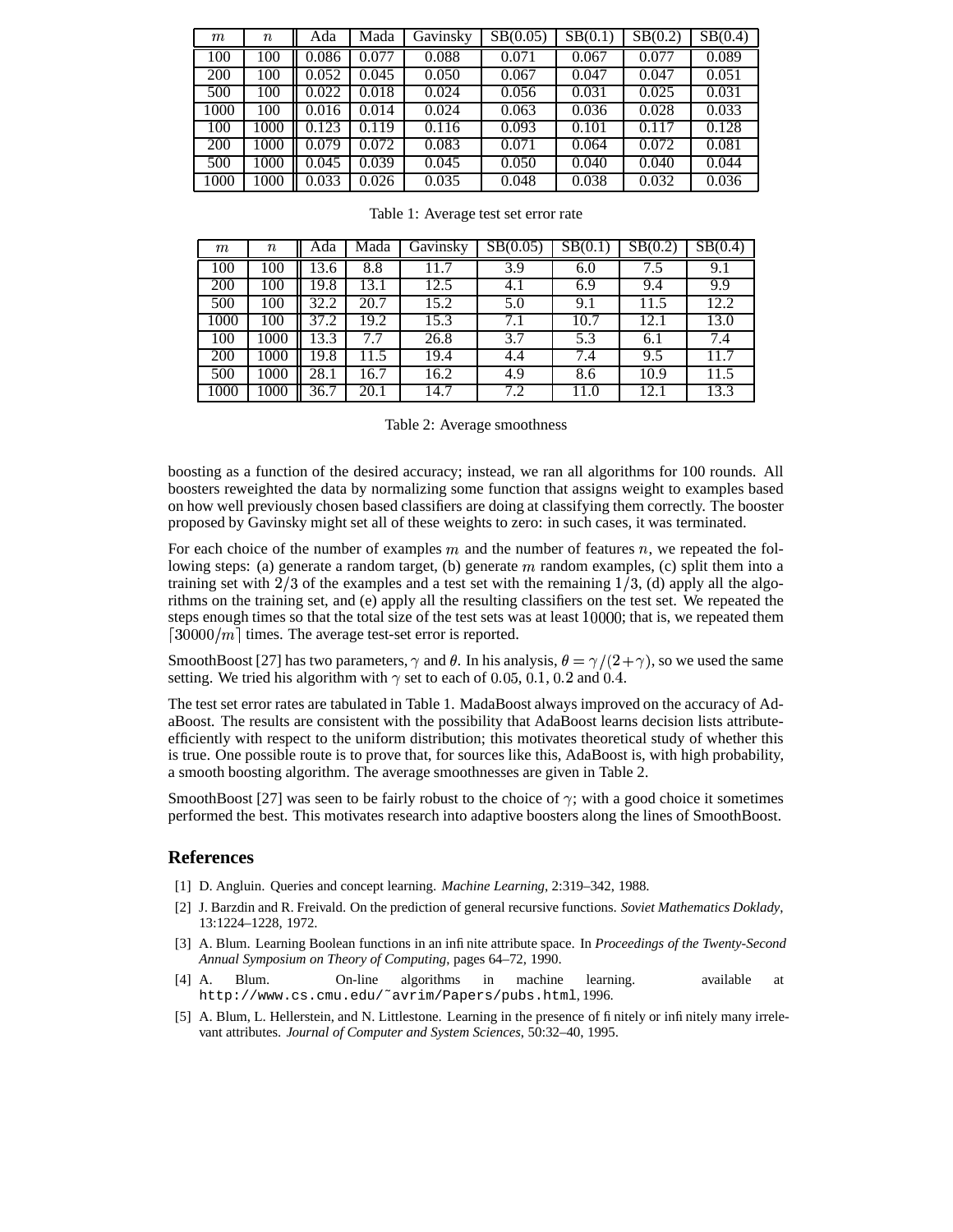| $m$ | $n$ | Ada | Mada | Gavinsky | SB(0.05) | SB(0.1) | SB(0.2) | SB(0.4) |
|---|---|---|---|---|---|---|---|---|
| 100 | 100 | 0.086 | 0.077 | 0.088 | 0.071 | 0.067 | 0.077 | 0.089 |
| 200 | 100 | 0.052 | 0.045 | 0.050 | 0.067 | 0.047 | 0.047 | 0.051 |
| 500 | 100 | 0.022 | 0.018 | 0.024 | 0.056 | 0.031 | 0.025 | 0.031 |
| 1000 | 100 | 0.016 | 0.014 | 0.024 | 0.063 | 0.036 | 0.028 | 0.033 |
| 100 | 1000 | 0.123 | 0.119 | 0.116 | 0.093 | 0.101 | 0.117 | 0.128 |
| 200 | 1000 | 0.079 | 0.072 | 0.083 | 0.071 | 0.064 | 0.072 | 0.081 |
| 500 | 1000 | 0.045 | 0.039 | 0.045 | 0.050 | 0.040 | 0.040 | 0.044 |
| 1000 | 1000 | 0.033 | 0.026 | 0.035 | 0.048 | 0.038 | 0.032 | 0.036 |

Table 1: Average test set error rate

| $m$ | $n$ | Ada | Mada | Gavinsky | SB(0.05) | SB(0.1) | SB(0.2) | SB(0.4) |
|---|---|---|---|---|---|---|---|---|
| 100 | 100 | 13.6 | 8.8 | 11.7 | 3.9 | 6.0 | 7.5 | 9.1 |
| 200 | 100 | 19.8 | 13.1 | 12.5 | 4.1 | 6.9 | 9.4 | 9.9 |
| 500 | 100 | 32.2 | 20.7 | 15.2 | 5.0 | 9.1 | 11.5 | 12.2 |
| 1000 | 100 | 37.2 | 19.2 | 15.3 | 7.1 | 10.7 | 12.1 | 13.0 |
| 100 | 1000 | 13.3 | 7.7 | 26.8 | 3.7 | 5.3 | 6.1 | 7.4 |
| 200 | 1000 | 19.8 | 11.5 | 19.4 | 4.4 | 7.4 | 9.5 | 11.7 |
| 500 | 1000 | 28.1 | 16.7 | 16.2 | 4.9 | 8.6 | 10.9 | 11.5 |
| 1000 | 1000 | 36.7 | 20.1 | 14.7 | 7.2 | 11.0 | 12.1 | 13.3 |

Table 2: Average smoothness

boosting as a function of the desired accuracy; instead, we ran all algorithms for 100 rounds. All boosters reweighted the data by normalizing some function that assigns weight to examples based on how well previously chosen based classifiers are doing at classifying them correctly. The booster proposed by Gavinsky might set all of these weights to zero: in such cases, it was terminated.

For each choice of the number of examples $m$ and the number of features $n$, we repeated the following steps: (a) generate a random target, (b) generate $m$ random examples, (c) split them into a training set with $2/3$ of the examples and a test set with the remaining $1/3$, (d) apply all the algorithms on the training set, and (e) apply all the resulting classifiers on the test set. We repeated the steps enough times so that the total size of the test sets was at least $10000$; that is, we repeated them $\lceil 30000/m \rceil$ times. The average test-set error is reported.

SmoothBoost [27] has two parameters, $\gamma$ and $\theta$. In his analysis, $\theta = \gamma/(2+\gamma)$, so we used the same setting. We tried his algorithm with $\gamma$ set to each of $0.05$, $0.1$, $0.2$ and $0.4$.

The test set error rates are tabulated in Table 1. MadaBoost always improved on the accuracy of AdaBoost. The results are consistent with the possibility that AdaBoost learns decision lists attribute-efficiently with respect to the uniform distribution; this motivates theoretical study of whether this is true. One possible route is to prove that, for sources like this, AdaBoost is, with high probability, a smooth boosting algorithm. The average smoothnesses are given in Table 2.

SmoothBoost [27] was seen to be fairly robust to the choice of $\gamma$; with a good choice it sometimes performed the best. This motivates research into adaptive boosters along the lines of SmoothBoost.

## References

[1] D. Angluin. Queries and concept learning. *Machine Learning*, 2:319–342, 1988.

[2] J. Barzdin and R. Freivald. On the prediction of general recursive functions. *Soviet Mathematics Doklady*, 13:1224–1228, 1972.

[3] A. Blum. Learning Boolean functions in an infinite attribute space. In *Proceedings of the Twenty-Second Annual Symposium on Theory of Computing*, pages 64–72, 1990.

[4] A. Blum. On-line algorithms in machine learning. available at `http://www.cs.cmu.edu/~avrim/Papers/pubs.html`, 1996.

[5] A. Blum, L. Hellerstein, and N. Littlestone. Learning in the presence of finitely or infinitely many irrelevant attributes. *Journal of Computer and System Sciences*, 50:32–40, 1995.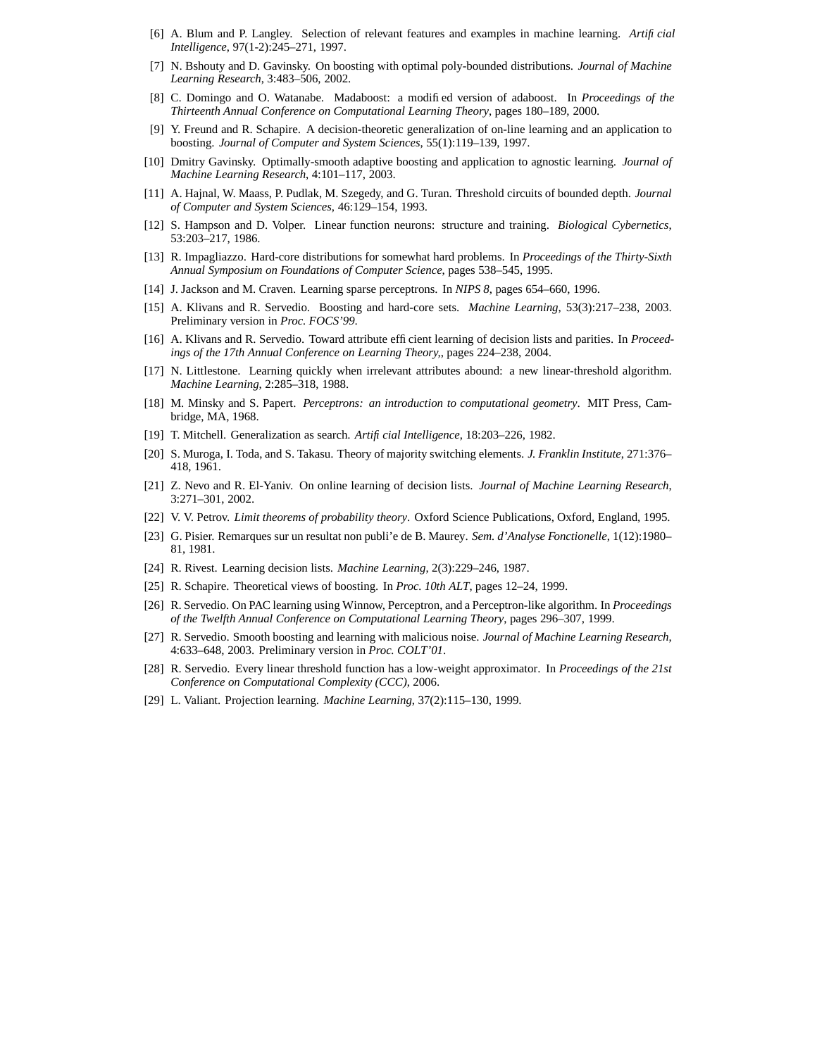[6] A. Blum and P. Langley. Selection of relevant features and examples in machine learning. *Artificial Intelligence*, 97(1-2):245–271, 1997.

[7] N. Bshouty and D. Gavinsky. On boosting with optimal poly-bounded distributions. *Journal of Machine Learning Research*, 3:483–506, 2002.

[8] C. Domingo and O. Watanabe. Madaboost: a modified version of adaboost. In *Proceedings of the Thirteenth Annual Conference on Computational Learning Theory*, pages 180–189, 2000.

[9] Y. Freund and R. Schapire. A decision-theoretic generalization of on-line learning and an application to boosting. *Journal of Computer and System Sciences*, 55(1):119–139, 1997.

[10] Dmitry Gavinsky. Optimally-smooth adaptive boosting and application to agnostic learning. *Journal of Machine Learning Research*, 4:101–117, 2003.

[11] A. Hajnal, W. Maass, P. Pudlak, M. Szegedy, and G. Turan. Threshold circuits of bounded depth. *Journal of Computer and System Sciences*, 46:129–154, 1993.

[12] S. Hampson and D. Volper. Linear function neurons: structure and training. *Biological Cybernetics*, 53:203–217, 1986.

[13] R. Impagliazzo. Hard-core distributions for somewhat hard problems. In *Proceedings of the Thirty-Sixth Annual Symposium on Foundations of Computer Science*, pages 538–545, 1995.

[14] J. Jackson and M. Craven. Learning sparse perceptrons. In *NIPS 8*, pages 654–660, 1996.

[15] A. Klivans and R. Servedio. Boosting and hard-core sets. *Machine Learning*, 53(3):217–238, 2003. Preliminary version in *Proc. FOCS'99*.

[16] A. Klivans and R. Servedio. Toward attribute efficient learning of decision lists and parities. In *Proceedings of the 17th Annual Conference on Learning Theory,*, pages 224–238, 2004.

[17] N. Littlestone. Learning quickly when irrelevant attributes abound: a new linear-threshold algorithm. *Machine Learning*, 2:285–318, 1988.

[18] M. Minsky and S. Papert. *Perceptrons: an introduction to computational geometry*. MIT Press, Cambridge, MA, 1968.

[19] T. Mitchell. Generalization as search. *Artificial Intelligence*, 18:203–226, 1982.

[20] S. Muroga, I. Toda, and S. Takasu. Theory of majority switching elements. *J. Franklin Institute*, 271:376–418, 1961.

[21] Z. Nevo and R. El-Yaniv. On online learning of decision lists. *Journal of Machine Learning Research*, 3:271–301, 2002.

[22] V. V. Petrov. *Limit theorems of probability theory*. Oxford Science Publications, Oxford, England, 1995.

[23] G. Pisier. Remarques sur un resultat non publi'e de B. Maurey. *Sem. d'Analyse Fonctionelle*, 1(12):1980–81, 1981.

[24] R. Rivest. Learning decision lists. *Machine Learning*, 2(3):229–246, 1987.

[25] R. Schapire. Theoretical views of boosting. In *Proc. 10th ALT*, pages 12–24, 1999.

[26] R. Servedio. On PAC learning using Winnow, Perceptron, and a Perceptron-like algorithm. In *Proceedings of the Twelfth Annual Conference on Computational Learning Theory*, pages 296–307, 1999.

[27] R. Servedio. Smooth boosting and learning with malicious noise. *Journal of Machine Learning Research*, 4:633–648, 2003. Preliminary version in *Proc. COLT'01*.

[28] R. Servedio. Every linear threshold function has a low-weight approximator. In *Proceedings of the 21st Conference on Computational Complexity (CCC)*, 2006.

[29] L. Valiant. Projection learning. *Machine Learning*, 37(2):115–130, 1999.